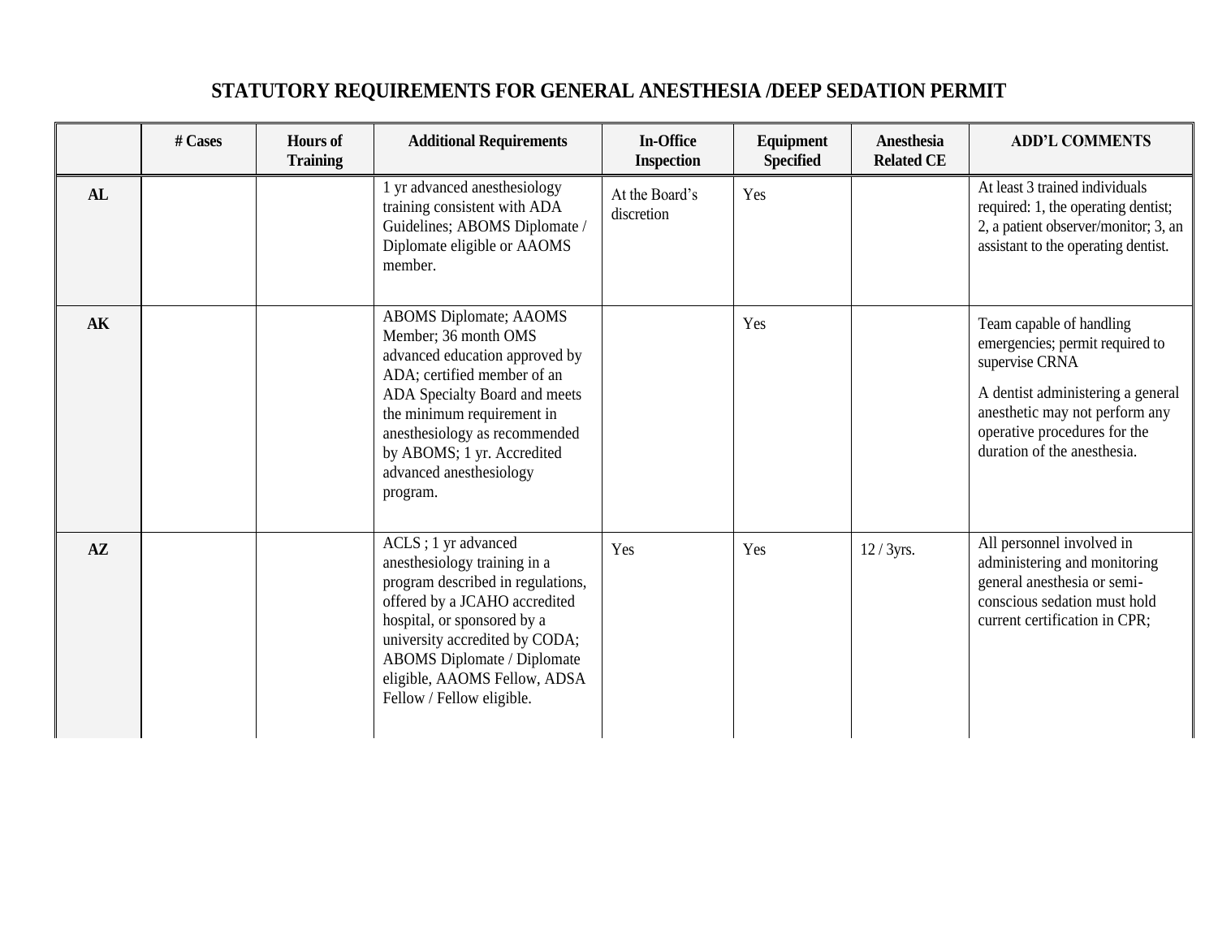# STATUTORY REQUIREMENTS FOR GENERAL ANESTHESIA /DEEP SEDATION PERMIT

| | # Cases | Hours of Training | Additional Requirements | In-Office Inspection | Equipment Specified | Anesthesia Related CE | ADD'L COMMENTS |
|---|---|---|---|---|---|---|---|
| **AL** | | | 1 yr advanced anesthesiology training consistent with ADA Guidelines; ABOMS Diplomate / Diplomate eligible or AAOMS member. | At the Board's discretion | Yes | | At least 3 trained individuals required: 1, the operating dentist; 2, a patient observer/monitor; 3, an assistant to the operating dentist. |
| **AK** | | | ABOMS Diplomate; AAOMS Member; 36 month OMS advanced education approved by ADA; certified member of an ADA Specialty Board and meets the minimum requirement in anesthesiology as recommended by ABOMS; 1 yr. Accredited advanced anesthesiology program. | | Yes | | Team capable of handling emergencies; permit required to supervise CRNA<br><br>A dentist administering a general anesthetic may not perform any operative procedures for the duration of the anesthesia. |
| **AZ** | | | ACLS ; 1 yr advanced anesthesiology training in a program described in regulations, offered by a JCAHO accredited hospital, or sponsored by a university accredited by CODA; ABOMS Diplomate / Diplomate eligible, AAOMS Fellow, ADSA Fellow / Fellow eligible. | Yes | Yes | 12 / 3yrs. | All personnel involved in administering and monitoring general anesthesia or semi-conscious sedation must hold current certification in CPR; |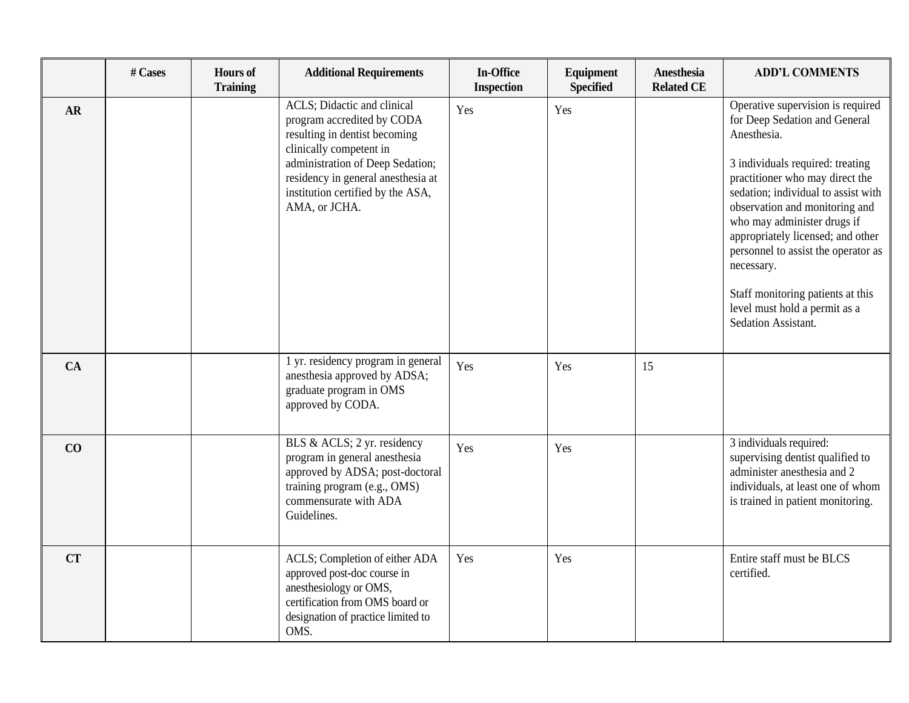| | # Cases | Hours of Training | Additional Requirements | In-Office Inspection | Equipment Specified | Anesthesia Related CE | ADD'L COMMENTS |
|---|---|---|---|---|---|---|---|
| **AR** | | | ACLS; Didactic and clinical program accredited by CODA resulting in dentist becoming clinically competent in administration of Deep Sedation; residency in general anesthesia at institution certified by the ASA, AMA, or JCHA. | Yes | Yes | | Operative supervision is required for Deep Sedation and General Anesthesia. <br><br> 3 individuals required: treating practitioner who may direct the sedation; individual to assist with observation and monitoring and who may administer drugs if appropriately licensed; and other personnel to assist the operator as necessary. <br><br> Staff monitoring patients at this level must hold a permit as a Sedation Assistant. |
| **CA** | | | 1 yr. residency program in general anesthesia approved by ADSA; graduate program in OMS approved by CODA. | Yes | Yes | 15 | |
| **CO** | | | BLS & ACLS; 2 yr. residency program in general anesthesia approved by ADSA; post-doctoral training program (e.g., OMS) commensurate with ADA Guidelines. | Yes | Yes | | 3 individuals required: supervising dentist qualified to administer anesthesia and 2 individuals, at least one of whom is trained in patient monitoring. |
| **CT** | | | ACLS; Completion of either ADA approved post-doc course in anesthesiology or OMS, certification from OMS board or designation of practice limited to OMS. | Yes | Yes | | Entire staff must be BLCS certified. |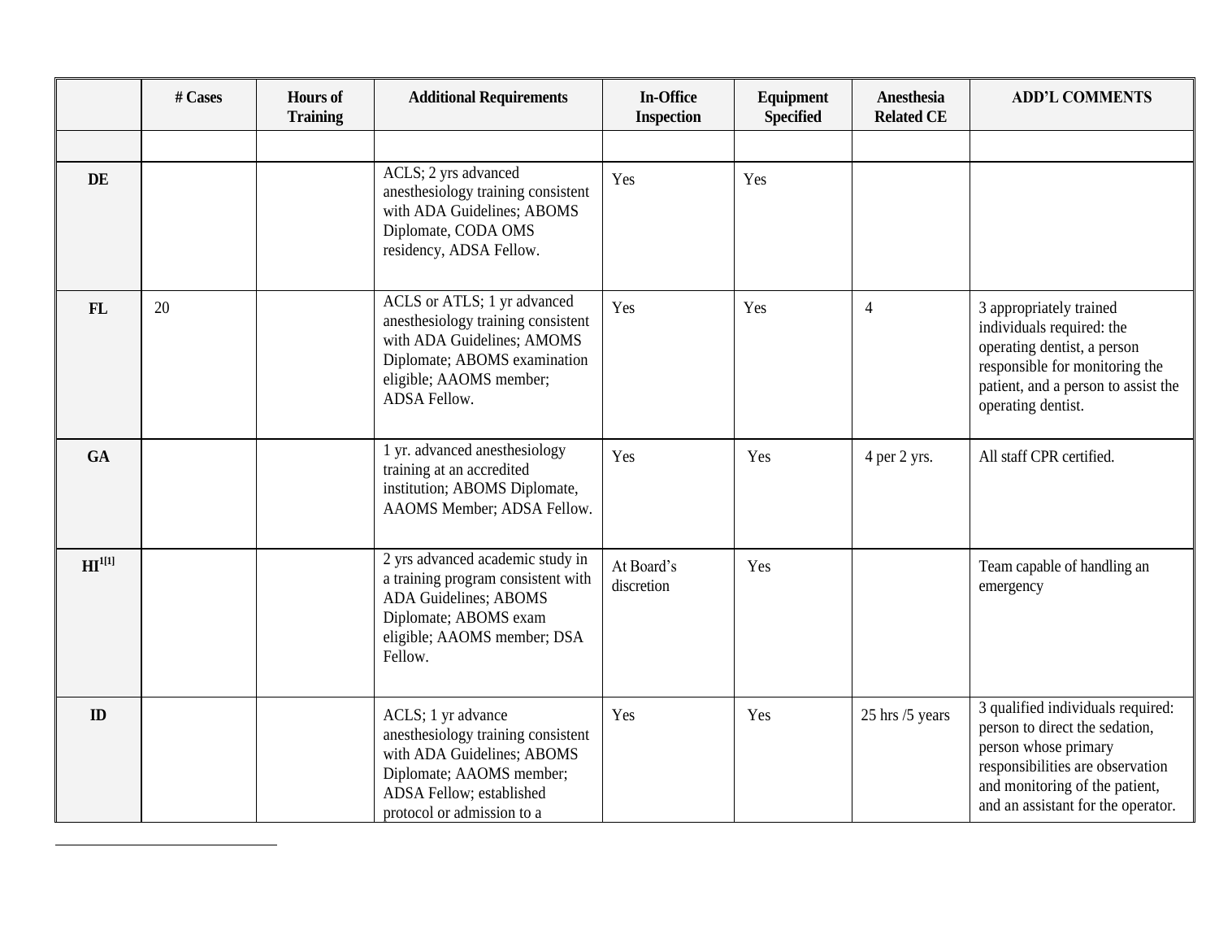| | # Cases | Hours of Training | Additional Requirements | In-Office Inspection | Equipment Specified | Anesthesia Related CE | ADD'L COMMENTS |
|---|---|---|---|---|---|---|---|
| | | | | | | | |
| **DE** | | | ACLS; 2 yrs advanced anesthesiology training consistent with ADA Guidelines; ABOMS Diplomate, CODA OMS residency, ADSA Fellow. | Yes | Yes | | |
| **FL** | 20 | | ACLS or ATLS; 1 yr advanced anesthesiology training consistent with ADA Guidelines; AMOMS Diplomate; ABOMS examination eligible; AAOMS member; ADSA Fellow. | Yes | Yes | 4 | 3 appropriately trained individuals required: the operating dentist, a person responsible for monitoring the patient, and a person to assist the operating dentist. |
| **GA** | | | 1 yr. advanced anesthesiology training at an accredited institution; ABOMS Diplomate, AAOMS Member; ADSA Fellow. | Yes | Yes | 4 per 2 yrs. | All staff CPR certified. |
| **HI**[1[1]] | | | 2 yrs advanced academic study in a training program consistent with ADA Guidelines; ABOMS Diplomate; ABOMS exam eligible; AAOMS member; DSA Fellow. | At Board's discretion | Yes | | Team capable of handling an emergency |
| **ID** | | | ACLS; 1 yr advance anesthesiology training consistent with ADA Guidelines; ABOMS Diplomate; AAOMS member; ADSA Fellow; established protocol or admission to a | Yes | Yes | 25 hrs /5 years | 3 qualified individuals required: person to direct the sedation, person whose primary responsibilities are observation and monitoring of the patient, and an assistant for the operator. |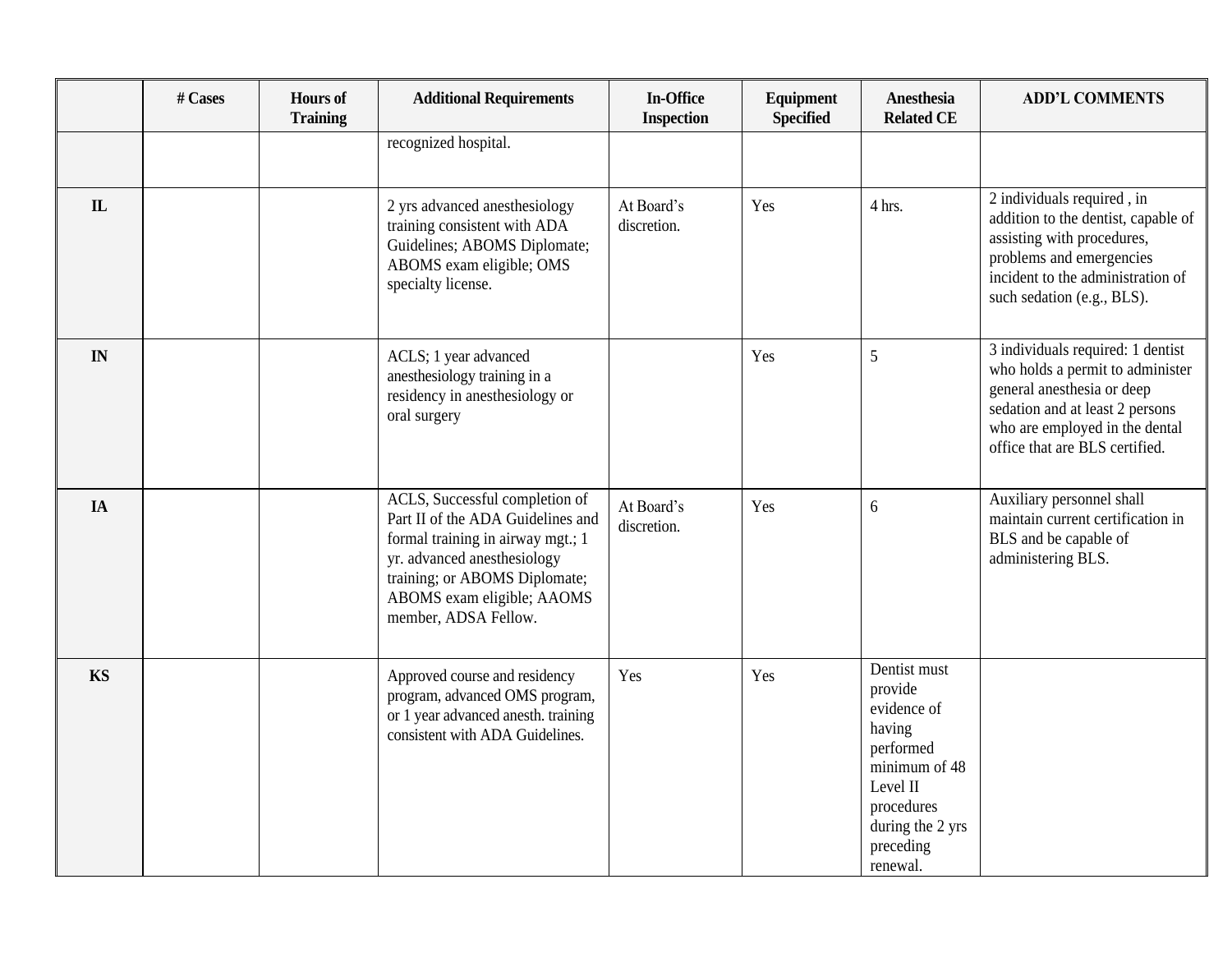| | # Cases | Hours of Training | Additional Requirements | In-Office Inspection | Equipment Specified | Anesthesia Related CE | ADD'L COMMENTS |
|---|---|---|---|---|---|---|---|
| | | | recognized hospital. | | | | |
| **IL** | | | 2 yrs advanced anesthesiology training consistent with ADA Guidelines; ABOMS Diplomate; ABOMS exam eligible; OMS specialty license. | At Board's discretion. | Yes | 4 hrs. | 2 individuals required , in addition to the dentist, capable of assisting with procedures, problems and emergencies incident to the administration of such sedation (e.g., BLS). |
| **IN** | | | ACLS; 1 year advanced anesthesiology training in a residency in anesthesiology or oral surgery | | Yes | 5 | 3 individuals required: 1 dentist who holds a permit to administer general anesthesia or deep sedation and at least 2 persons who are employed in the dental office that are BLS certified. |
| **IA** | | | ACLS, Successful completion of Part II of the ADA Guidelines and formal training in airway mgt.; 1 yr. advanced anesthesiology training; or ABOMS Diplomate; ABOMS exam eligible; AAOMS member, ADSA Fellow. | At Board's discretion. | Yes | 6 | Auxiliary personnel shall maintain current certification in BLS and be capable of administering BLS. |
| **KS** | | | Approved course and residency program, advanced OMS program, or 1 year advanced anesth. training consistent with ADA Guidelines. | Yes | Yes | Dentist must provide evidence of having performed minimum of 48 Level II procedures during the 2 yrs preceding renewal. | |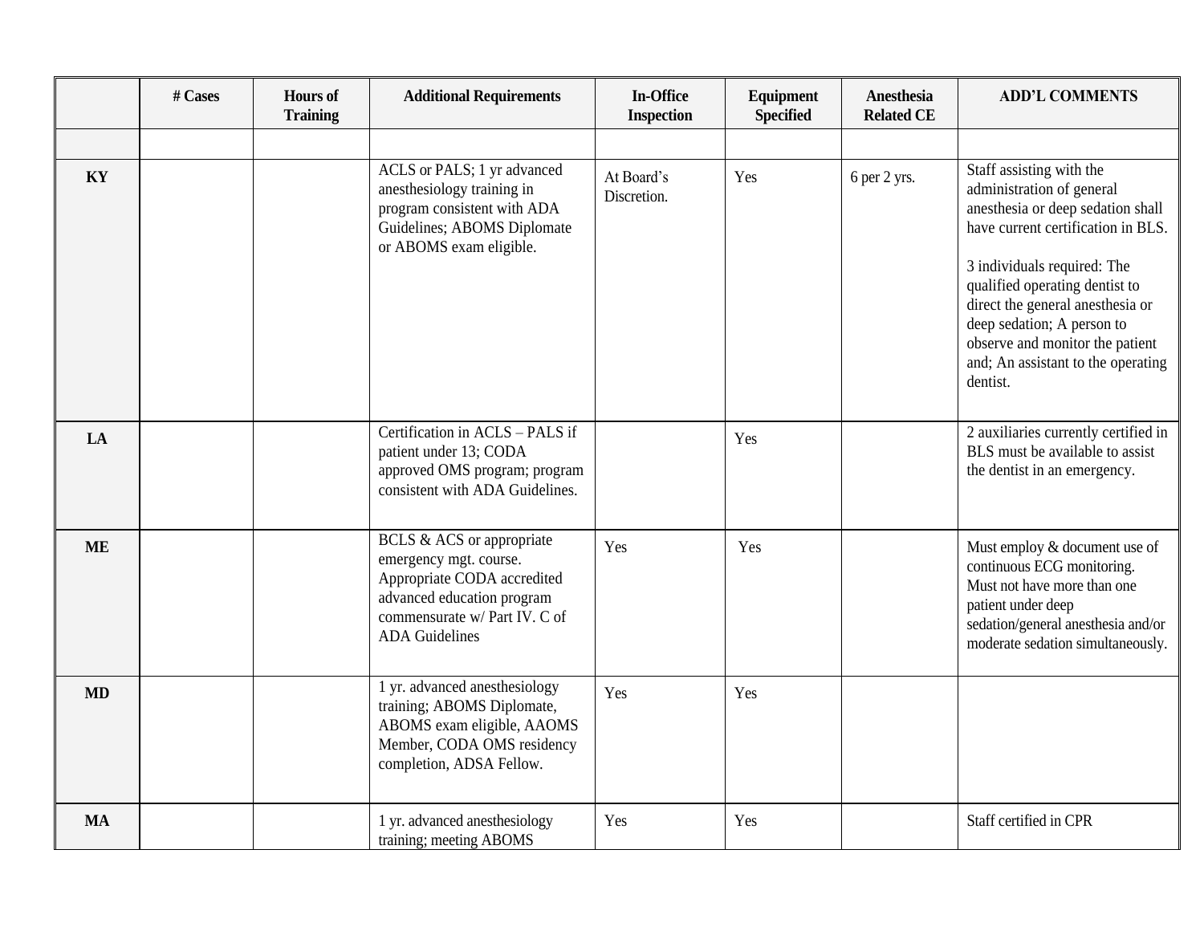| | # Cases | Hours of Training | Additional Requirements | In-Office Inspection | Equipment Specified | Anesthesia Related CE | ADD'L COMMENTS |
|---|---|---|---|---|---|---|---|
| | | | | | | | |
| **KY** | | | ACLS or PALS; 1 yr advanced anesthesiology training in program consistent with ADA Guidelines; ABOMS Diplomate or ABOMS exam eligible. | At Board's Discretion. | Yes | 6 per 2 yrs. | Staff assisting with the administration of general anesthesia or deep sedation shall have current certification in BLS.<br><br>3 individuals required: The qualified operating dentist to direct the general anesthesia or deep sedation; A person to observe and monitor the patient and; An assistant to the operating dentist. |
| **LA** | | | Certification in ACLS – PALS if patient under 13; CODA approved OMS program; program consistent with ADA Guidelines. | | Yes | | 2 auxiliaries currently certified in BLS must be available to assist the dentist in an emergency. |
| **ME** | | | BCLS & ACS or appropriate emergency mgt. course. Appropriate CODA accredited advanced education program commensurate w/ Part IV. C of ADA Guidelines | Yes | Yes | | Must employ & document use of continuous ECG monitoring. Must not have more than one patient under deep sedation/general anesthesia and/or moderate sedation simultaneously. |
| **MD** | | | 1 yr. advanced anesthesiology training; ABOMS Diplomate, ABOMS exam eligible, AAOMS Member, CODA OMS residency completion, ADSA Fellow. | Yes | Yes | | |
| **MA** | | | 1 yr. advanced anesthesiology training; meeting ABOMS | Yes | Yes | | Staff certified in CPR |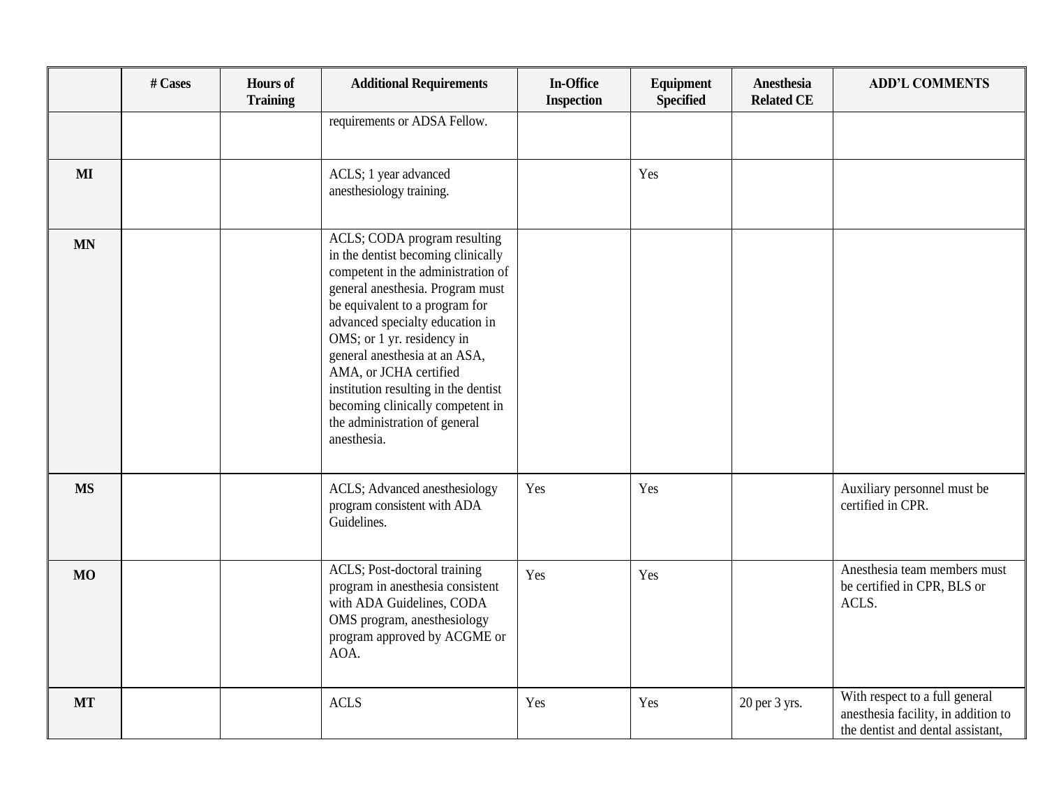|  | # Cases | Hours of Training | Additional Requirements | In-Office Inspection | Equipment Specified | Anesthesia Related CE | ADD'L COMMENTS |
|---|---|---|---|---|---|---|---|
|  |  |  | requirements or ADSA Fellow. |  |  |  |  |
| **MI** |  |  | ACLS; 1 year advanced anesthesiology training. |  | Yes |  |  |
| **MN** |  |  | ACLS; CODA program resulting in the dentist becoming clinically competent in the administration of general anesthesia. Program must be equivalent to a program for advanced specialty education in OMS; or 1 yr. residency in general anesthesia at an ASA, AMA, or JCHA certified institution resulting in the dentist becoming clinically competent in the administration of general anesthesia. |  |  |  |  |
| **MS** |  |  | ACLS; Advanced anesthesiology program consistent with ADA Guidelines. | Yes | Yes |  | Auxiliary personnel must be certified in CPR. |
| **MO** |  |  | ACLS; Post-doctoral training program in anesthesia consistent with ADA Guidelines, CODA OMS program, anesthesiology program approved by ACGME or AOA. | Yes | Yes |  | Anesthesia team members must be certified in CPR, BLS or ACLS. |
| **MT** |  |  | ACLS | Yes | Yes | 20 per 3 yrs. | With respect to a full general anesthesia facility, in addition to the dentist and dental assistant, |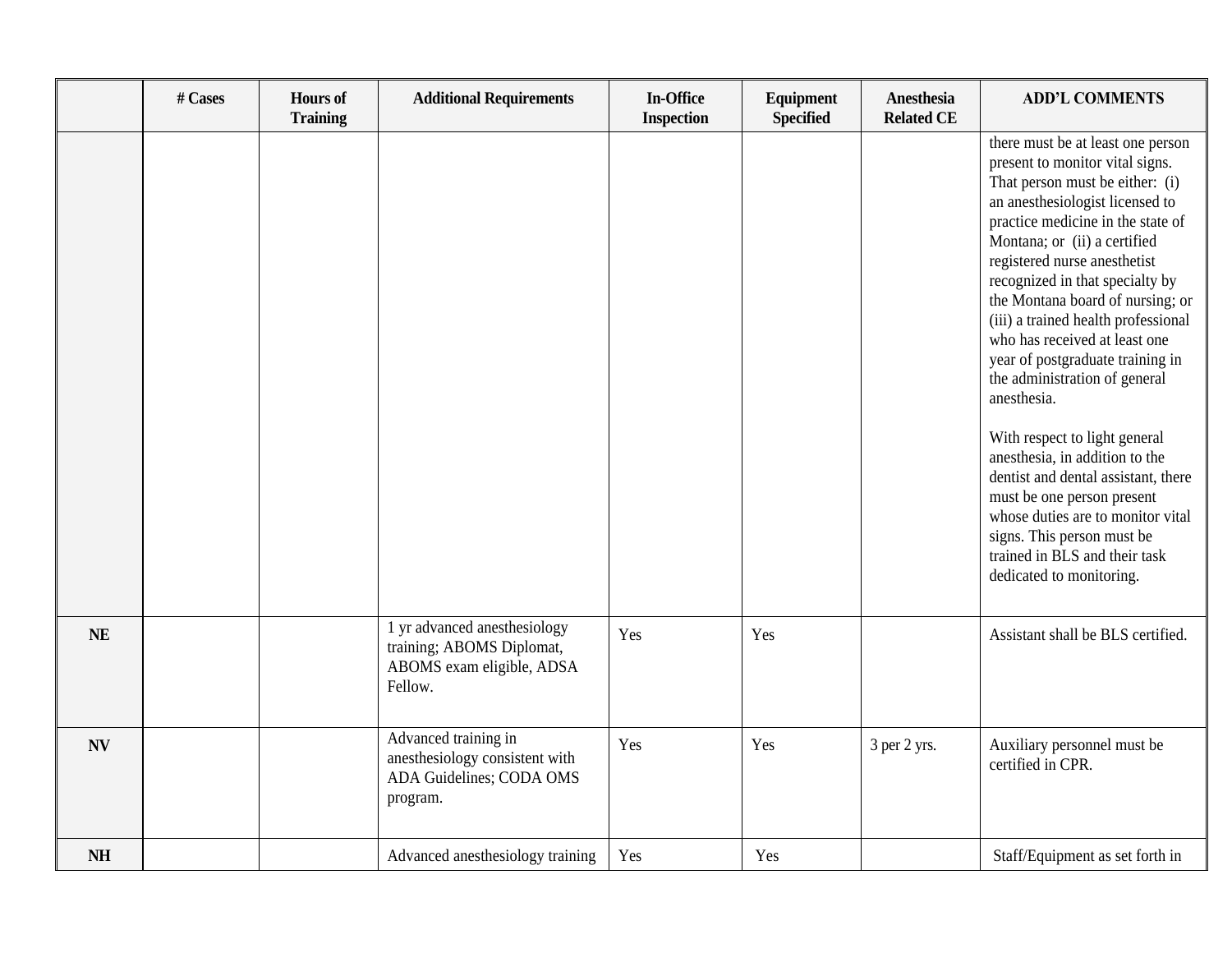| | # Cases | Hours of Training | Additional Requirements | In-Office Inspection | Equipment Specified | Anesthesia Related CE | ADD'L COMMENTS |
|---|---|---|---|---|---|---|---|
| | | | | | | | there must be at least one person present to monitor vital signs. That person must be either: (i) an anesthesiologist licensed to practice medicine in the state of Montana; or (ii) a certified registered nurse anesthetist recognized in that specialty by the Montana board of nursing; or (iii) a trained health professional who has received at least one year of postgraduate training in the administration of general anesthesia. With respect to light general anesthesia, in addition to the dentist and dental assistant, there must be one person present whose duties are to monitor vital signs. This person must be trained in BLS and their task dedicated to monitoring. |
| **NE** | | | 1 yr advanced anesthesiology training; ABOMS Diplomat, ABOMS exam eligible, ADSA Fellow. | Yes | Yes | | Assistant shall be BLS certified. |
| **NV** | | | Advanced training in anesthesiology consistent with ADA Guidelines; CODA OMS program. | Yes | Yes | 3 per 2 yrs. | Auxiliary personnel must be certified in CPR. |
| **NH** | | | Advanced anesthesiology training | Yes | Yes | | Staff/Equipment as set forth in |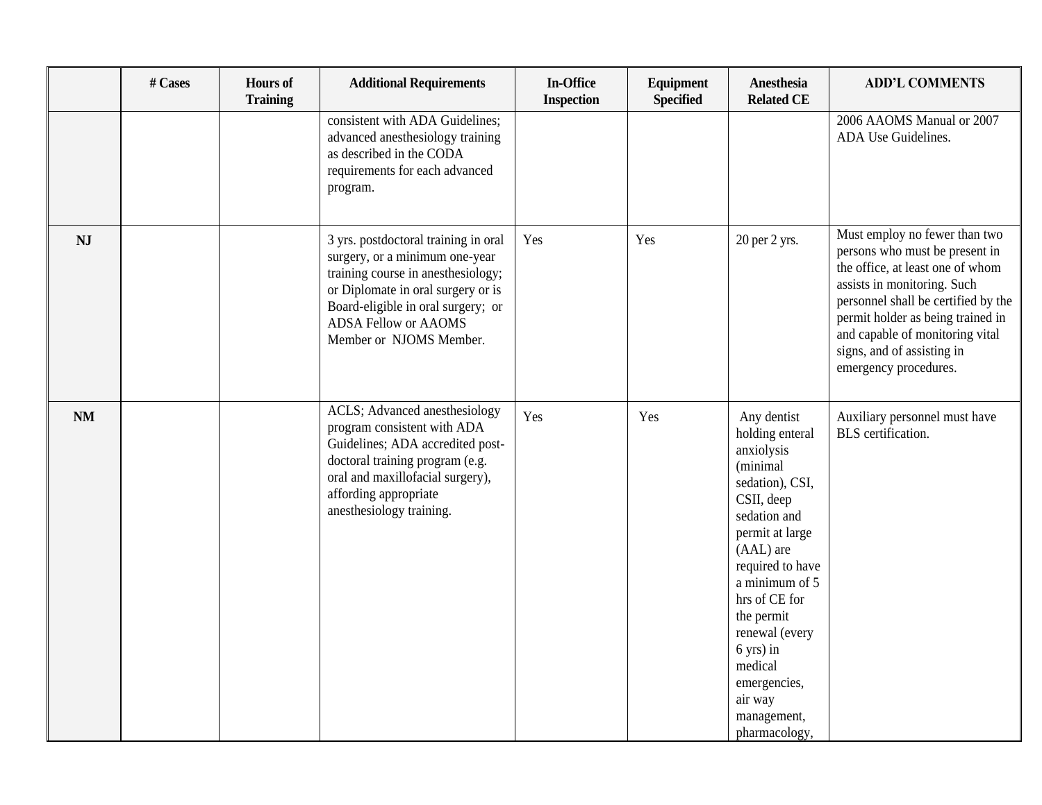| | # Cases | Hours of Training | Additional Requirements | In-Office Inspection | Equipment Specified | Anesthesia Related CE | ADD'L COMMENTS |
|---|---|---|---|---|---|---|---|
| | | | consistent with ADA Guidelines; advanced anesthesiology training as described in the CODA requirements for each advanced program. | | | | 2006 AAOMS Manual or 2007 ADA Use Guidelines. |
| **NJ** | | | 3 yrs. postdoctoral training in oral surgery, or a minimum one-year training course in anesthesiology; or Diplomate in oral surgery or is Board-eligible in oral surgery; or ADSA Fellow or AAOMS Member or NJOMS Member. | Yes | Yes | 20 per 2 yrs. | Must employ no fewer than two persons who must be present in the office, at least one of whom assists in monitoring. Such personnel shall be certified by the permit holder as being trained in and capable of monitoring vital signs, and of assisting in emergency procedures. |
| **NM** | | | ACLS; Advanced anesthesiology program consistent with ADA Guidelines; ADA accredited post-doctoral training program (e.g. oral and maxillofacial surgery), affording appropriate anesthesiology training. | Yes | Yes | Any dentist holding enteral anxiolysis (minimal sedation), CSI, CSII, deep sedation and permit at large (AAL) are required to have a minimum of 5 hrs of CE for the permit renewal (every 6 yrs) in medical emergencies, air way management, pharmacology, | Auxiliary personnel must have BLS certification. |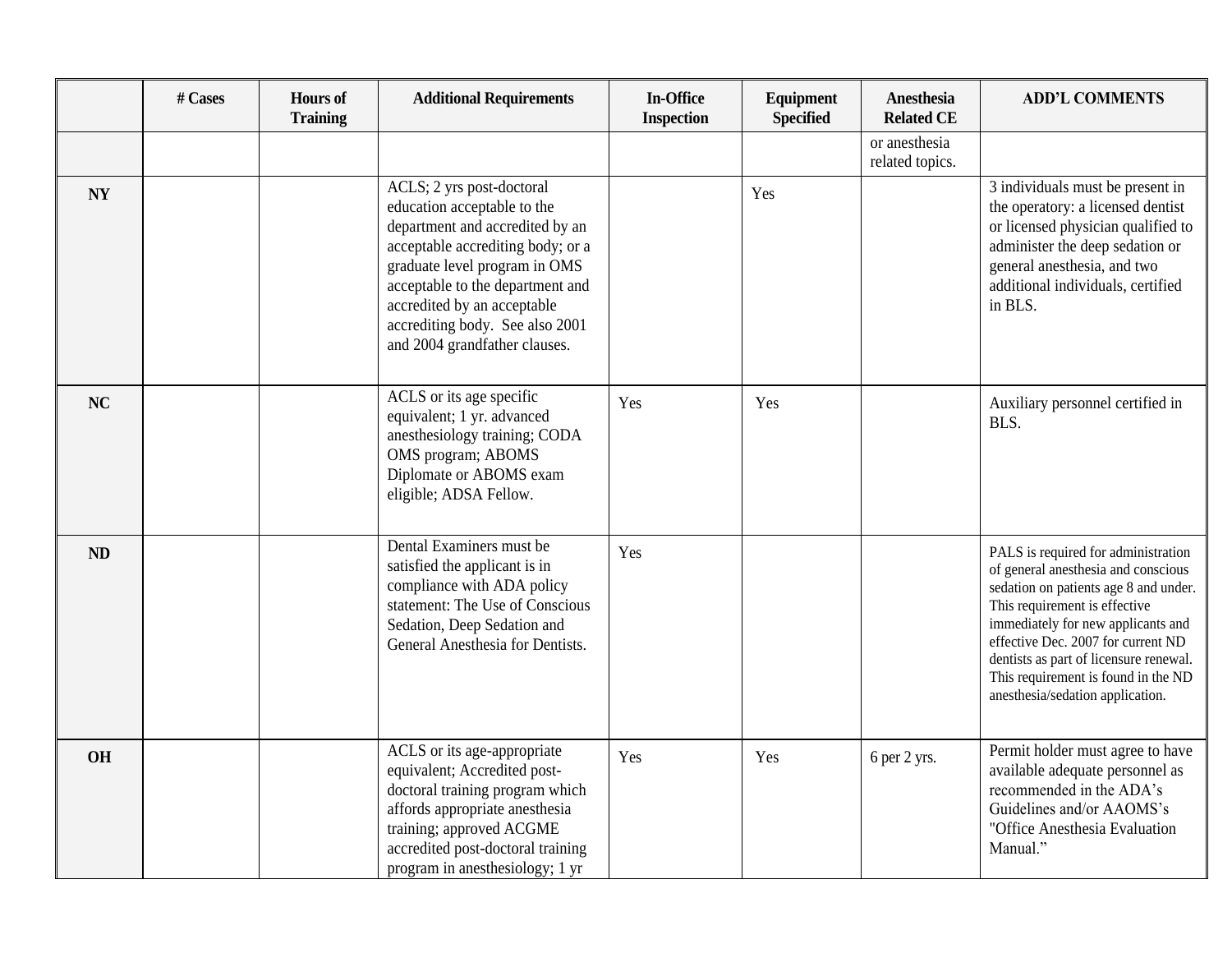| | # Cases | Hours of Training | Additional Requirements | In-Office Inspection | Equipment Specified | Anesthesia Related CE | ADD'L COMMENTS |
|---|---|---|---|---|---|---|---|
| | | | | | | or anesthesia related topics. | |
| **NY** | | | ACLS; 2 yrs post-doctoral education acceptable to the department and accredited by an acceptable accrediting body; or a graduate level program in OMS acceptable to the department and accredited by an acceptable accrediting body. See also 2001 and 2004 grandfather clauses. | | Yes | | 3 individuals must be present in the operatory: a licensed dentist or licensed physician qualified to administer the deep sedation or general anesthesia, and two additional individuals, certified in BLS. |
| **NC** | | | ACLS or its age specific equivalent; 1 yr. advanced anesthesiology training; CODA OMS program; ABOMS Diplomate or ABOMS exam eligible; ADSA Fellow. | Yes | Yes | | Auxiliary personnel certified in BLS. |
| **ND** | | | Dental Examiners must be satisfied the applicant is in compliance with ADA policy statement: The Use of Conscious Sedation, Deep Sedation and General Anesthesia for Dentists. | Yes | | | PALS is required for administration of general anesthesia and conscious sedation on patients age 8 and under. This requirement is effective immediately for new applicants and effective Dec. 2007 for current ND dentists as part of licensure renewal. This requirement is found in the ND anesthesia/sedation application. |
| **OH** | | | ACLS or its age-appropriate equivalent; Accredited post-doctoral training program which affords appropriate anesthesia training; approved ACGME accredited post-doctoral training program in anesthesiology; 1 yr | Yes | Yes | 6 per 2 yrs. | Permit holder must agree to have available adequate personnel as recommended in the ADA's Guidelines and/or AAOMS's "Office Anesthesia Evaluation Manual." |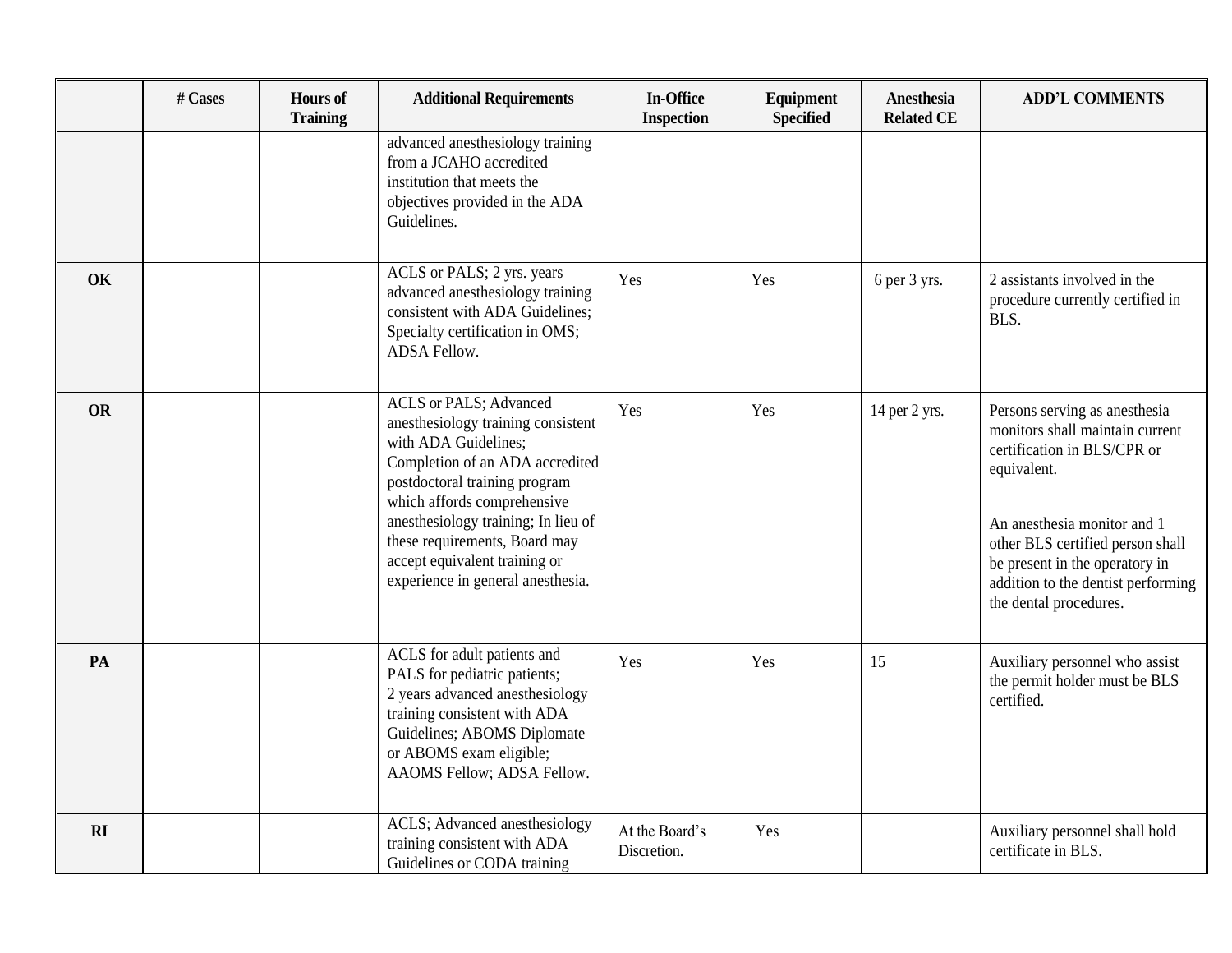| | # Cases | Hours of Training | Additional Requirements | In-Office Inspection | Equipment Specified | Anesthesia Related CE | ADD'L COMMENTS |
|---|---|---|---|---|---|---|---|
| | | | advanced anesthesiology training from a JCAHO accredited institution that meets the objectives provided in the ADA Guidelines. | | | | |
| **OK** | | | ACLS or PALS; 2 yrs. years advanced anesthesiology training consistent with ADA Guidelines; Specialty certification in OMS; ADSA Fellow. | Yes | Yes | 6 per 3 yrs. | 2 assistants involved in the procedure currently certified in BLS. |
| **OR** | | | ACLS or PALS; Advanced anesthesiology training consistent with ADA Guidelines; Completion of an ADA accredited postdoctoral training program which affords comprehensive anesthesiology training; In lieu of these requirements, Board may accept equivalent training or experience in general anesthesia. | Yes | Yes | 14 per 2 yrs. | Persons serving as anesthesia monitors shall maintain current certification in BLS/CPR or equivalent.<br><br>An anesthesia monitor and 1 other BLS certified person shall be present in the operatory in addition to the dentist performing the dental procedures. |
| **PA** | | | ACLS for adult patients and PALS for pediatric patients; 2 years advanced anesthesiology training consistent with ADA Guidelines; ABOMS Diplomate or ABOMS exam eligible; AAOMS Fellow; ADSA Fellow. | Yes | Yes | 15 | Auxiliary personnel who assist the permit holder must be BLS certified. |
| **RI** | | | ACLS; Advanced anesthesiology training consistent with ADA Guidelines or CODA training | At the Board's Discretion. | Yes | | Auxiliary personnel shall hold certificate in BLS. |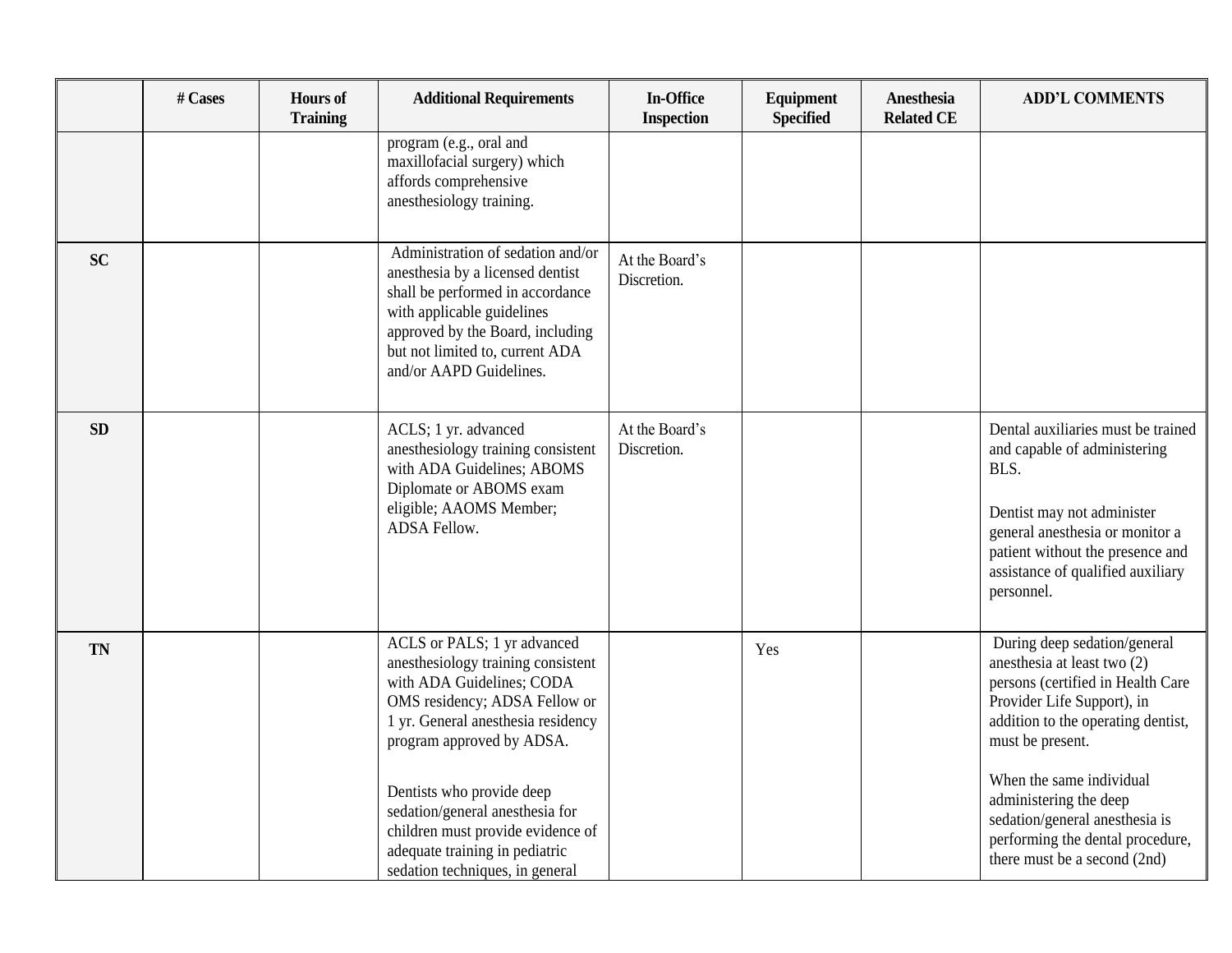| | # Cases | Hours of Training | Additional Requirements | In-Office Inspection | Equipment Specified | Anesthesia Related CE | ADD'L COMMENTS |
|---|---|---|---|---|---|---|---|
| | | | program (e.g., oral and maxillofacial surgery) which affords comprehensive anesthesiology training. | | | | |
| **SC** | | | Administration of sedation and/or anesthesia by a licensed dentist shall be performed in accordance with applicable guidelines approved by the Board, including but not limited to, current ADA and/or AAPD Guidelines. | At the Board's Discretion. | | | |
| **SD** | | | ACLS; 1 yr. advanced anesthesiology training consistent with ADA Guidelines; ABOMS Diplomate or ABOMS exam eligible; AAOMS Member; ADSA Fellow. | At the Board's Discretion. | | | Dental auxiliaries must be trained and capable of administering BLS.<br><br>Dentist may not administer general anesthesia or monitor a patient without the presence and assistance of qualified auxiliary personnel. |
| **TN** | | | ACLS or PALS; 1 yr advanced anesthesiology training consistent with ADA Guidelines; CODA OMS residency; ADSA Fellow or 1 yr. General anesthesia residency program approved by ADSA.<br><br>Dentists who provide deep sedation/general anesthesia for children must provide evidence of adequate training in pediatric sedation techniques, in general | | Yes | | During deep sedation/general anesthesia at least two (2) persons (certified in Health Care Provider Life Support), in addition to the operating dentist, must be present.<br><br>When the same individual administering the deep sedation/general anesthesia is performing the dental procedure, there must be a second (2nd) |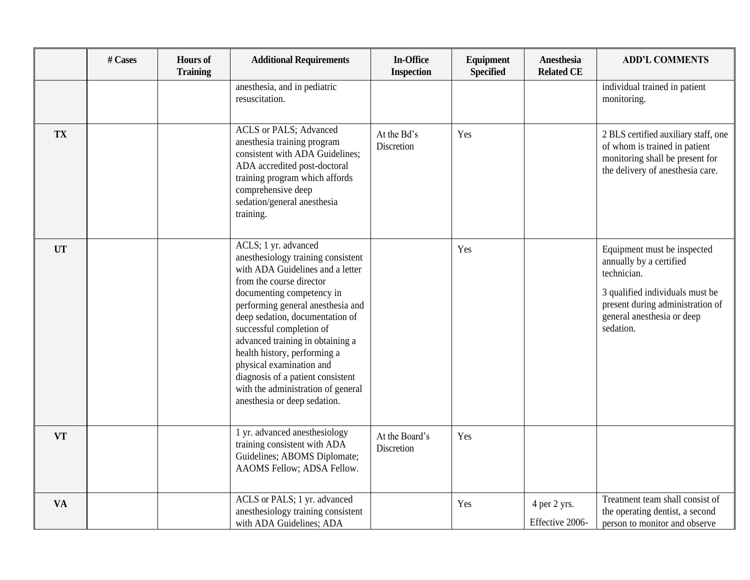| | # Cases | Hours of Training | Additional Requirements | In-Office Inspection | Equipment Specified | Anesthesia Related CE | ADD'L COMMENTS |
|---|---|---|---|---|---|---|---|
| | | | anesthesia, and in pediatric resuscitation. | | | | individual trained in patient monitoring. |
| **TX** | | | ACLS or PALS; Advanced anesthesia training program consistent with ADA Guidelines; ADA accredited post-doctoral training program which affords comprehensive deep sedation/general anesthesia training. | At the Bd's Discretion | Yes | | 2 BLS certified auxiliary staff, one of whom is trained in patient monitoring shall be present for the delivery of anesthesia care. |
| **UT** | | | ACLS; 1 yr. advanced anesthesiology training consistent with ADA Guidelines and a letter from the course director documenting competency in performing general anesthesia and deep sedation, documentation of successful completion of advanced training in obtaining a health history, performing a physical examination and diagnosis of a patient consistent with the administration of general anesthesia or deep sedation. | | Yes | | Equipment must be inspected annually by a certified technician.<br><br>3 qualified individuals must be present during administration of general anesthesia or deep sedation. |
| **VT** | | | 1 yr. advanced anesthesiology training consistent with ADA Guidelines; ABOMS Diplomate; AAOMS Fellow; ADSA Fellow. | At the Board's Discretion | Yes | | |
| **VA** | | | ACLS or PALS; 1 yr. advanced anesthesiology training consistent with ADA Guidelines; ADA | | Yes | 4 per 2 yrs.<br><br>Effective 2006- | Treatment team shall consist of the operating dentist, a second person to monitor and observe |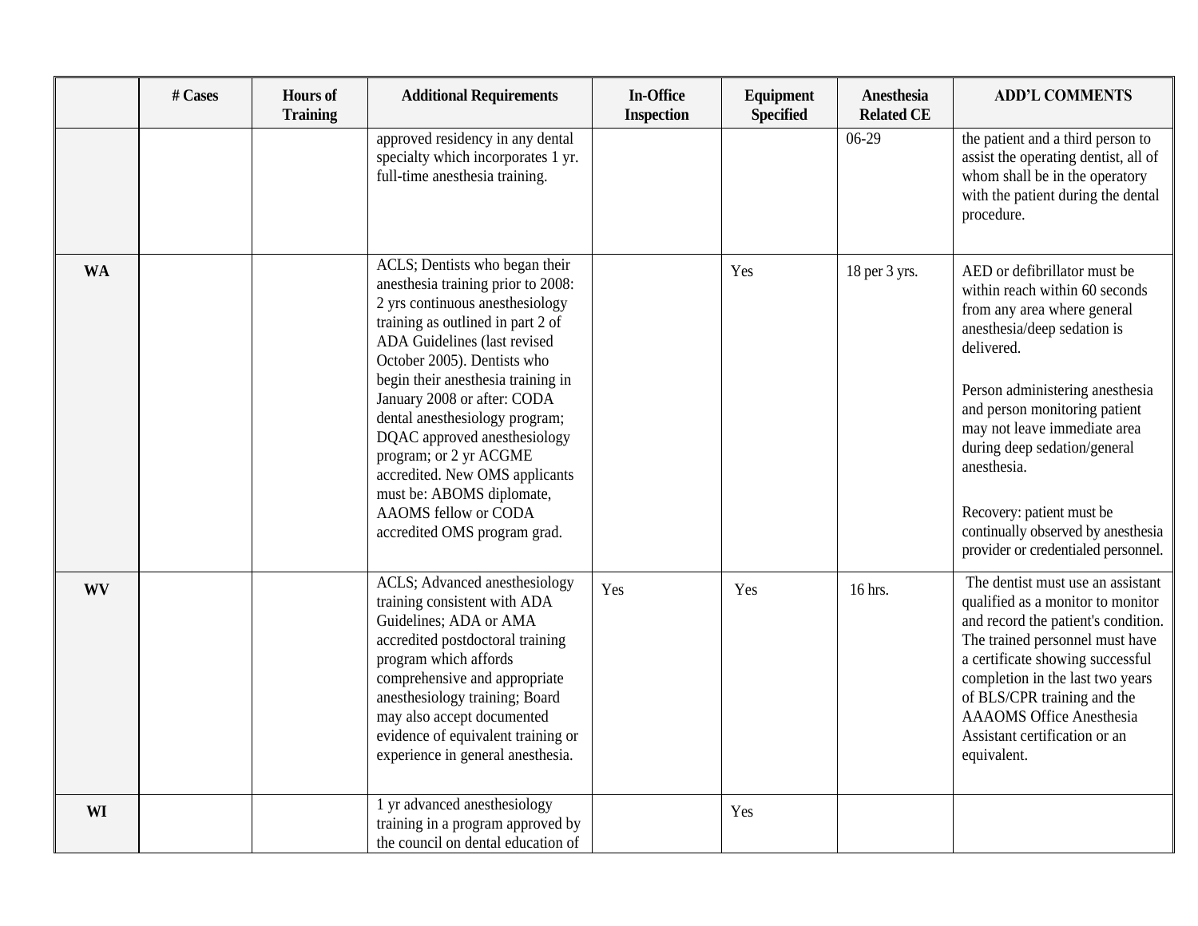| | # Cases | Hours of Training | Additional Requirements | In-Office Inspection | Equipment Specified | Anesthesia Related CE | ADD'L COMMENTS |
|---|---|---|---|---|---|---|---|
| | | | approved residency in any dental specialty which incorporates 1 yr. full-time anesthesia training. | | | 06-29 | the patient and a third person to assist the operating dentist, all of whom shall be in the operatory with the patient during the dental procedure. |
| **WA** | | | ACLS; Dentists who began their anesthesia training prior to 2008: 2 yrs continuous anesthesiology training as outlined in part 2 of ADA Guidelines (last revised October 2005). Dentists who begin their anesthesia training in January 2008 or after: CODA dental anesthesiology program; DQAC approved anesthesiology program; or 2 yr ACGME accredited. New OMS applicants must be: ABOMS diplomate, AAOMS fellow or CODA accredited OMS program grad. | | Yes | 18 per 3 yrs. | AED or defibrillator must be within reach within 60 seconds from any area where general anesthesia/deep sedation is delivered.<br><br>Person administering anesthesia and person monitoring patient may not leave immediate area during deep sedation/general anesthesia.<br><br>Recovery: patient must be continually observed by anesthesia provider or credentialed personnel. |
| **WV** | | | ACLS; Advanced anesthesiology training consistent with ADA Guidelines; ADA or AMA accredited postdoctoral training program which affords comprehensive and appropriate anesthesiology training; Board may also accept documented evidence of equivalent training or experience in general anesthesia. | Yes | Yes | 16 hrs. | The dentist must use an assistant qualified as a monitor to monitor and record the patient's condition. The trained personnel must have a certificate showing successful completion in the last two years of BLS/CPR training and the AAAOMS Office Anesthesia Assistant certification or an equivalent. |
| **WI** | | | 1 yr advanced anesthesiology training in a program approved by the council on dental education of | | Yes | | |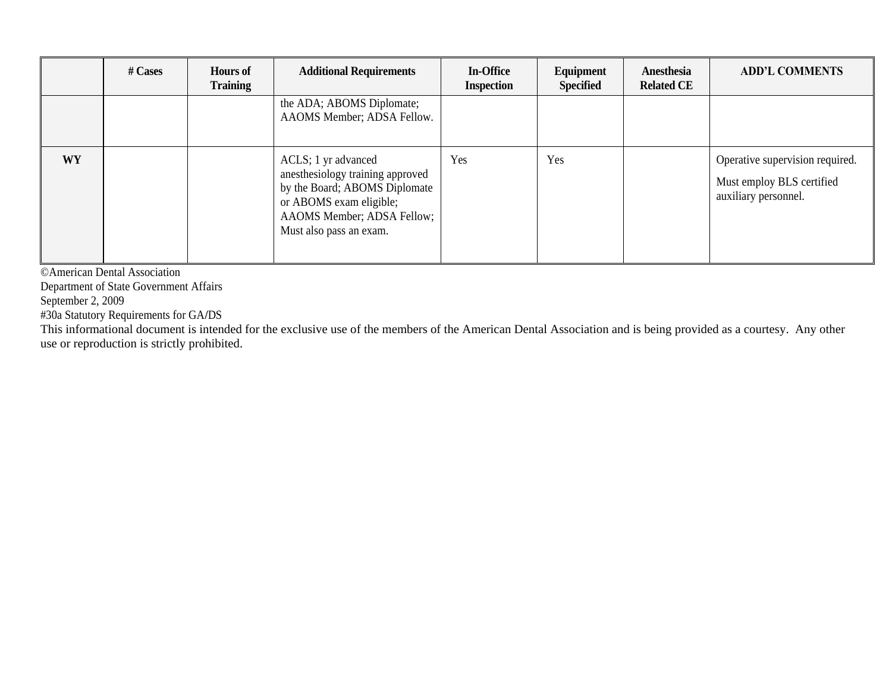| | # Cases | Hours of Training | Additional Requirements | In-Office Inspection | Equipment Specified | Anesthesia Related CE | ADD'L COMMENTS |
|---|---|---|---|---|---|---|---|
| | | | the ADA; ABOMS Diplomate; AAOMS Member; ADSA Fellow. | | | | |
| **WY** | | | ACLS; 1 yr advanced anesthesiology training approved by the Board; ABOMS Diplomate or ABOMS exam eligible; AAOMS Member; ADSA Fellow; Must also pass an exam. | Yes | Yes | | Operative supervision required. Must employ BLS certified auxiliary personnel. |

©American Dental Association
Department of State Government Affairs
September 2, 2009
#30a Statutory Requirements for GA/DS
This informational document is intended for the exclusive use of the members of the American Dental Association and is being provided as a courtesy. Any other use or reproduction is strictly prohibited.